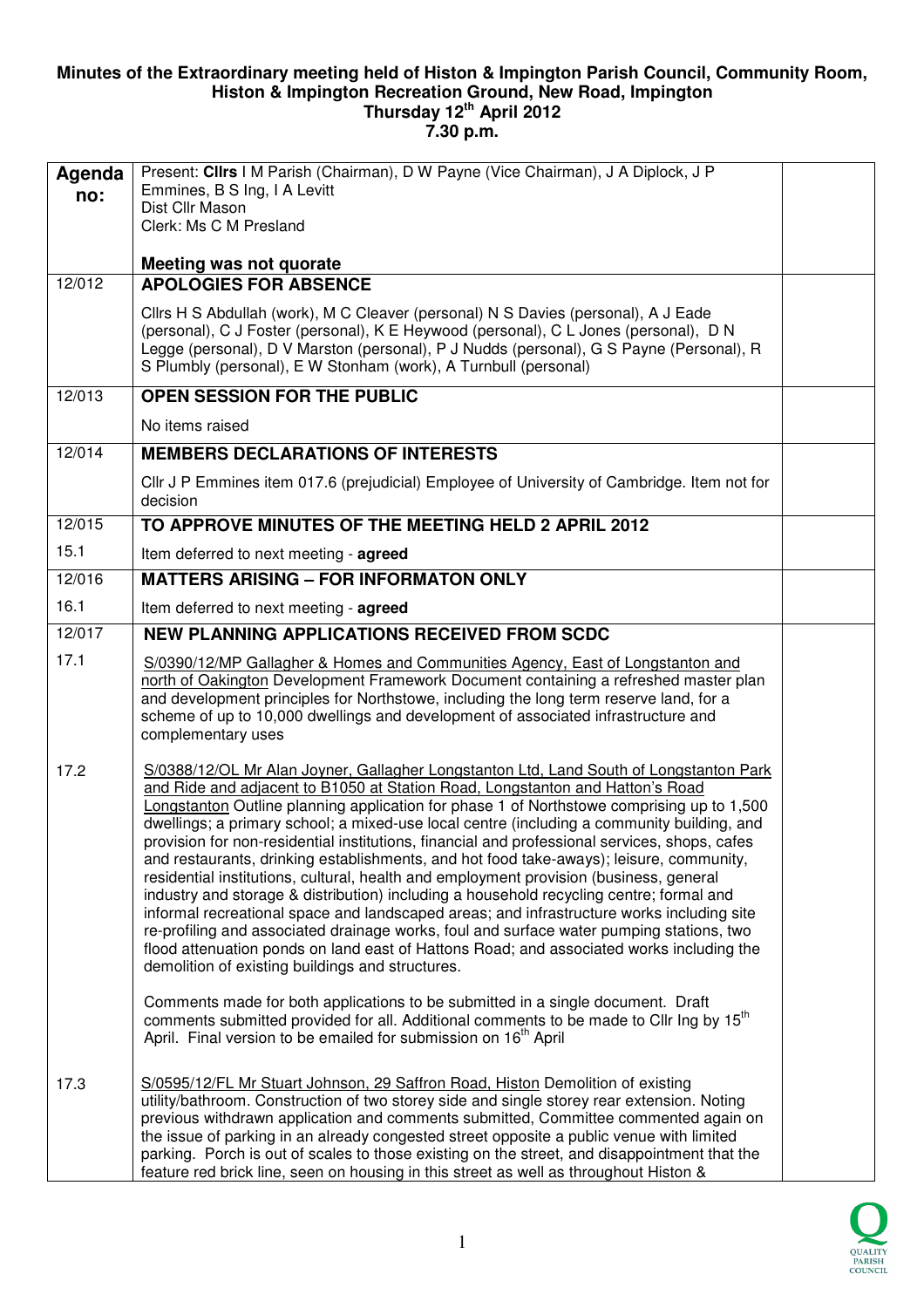**Minutes of the Extraordinary meeting held of Histon & Impington Parish Council, Community Room, Histon & Impington Recreation Ground, New Road, Impington**
**Thursday 12th April 2012**
**7.30 p.m.**

| Agenda no: | Present: **Cllrs** I M Parish (Chairman), D W Payne (Vice Chairman), J A Diplock, J P Emmines, B S Ing, I A Levitt<br>Dist Cllr Mason<br>Clerk: Ms C M Presland<br><br>**Meeting was not quorate** | |
|---|---|---|
| 12/012 | **APOLOGIES FOR ABSENCE** | |
| | Cllrs H S Abdullah (work), M C Cleaver (personal) N S Davies (personal), A J Eade (personal), C J Foster (personal), K E Heywood (personal), C L Jones (personal), D N Legge (personal), D V Marston (personal), P J Nudds (personal), G S Payne (Personal), R S Plumbly (personal), E W Stonham (work), A Turnbull (personal) | |
| 12/013 | **OPEN SESSION FOR THE PUBLIC** | |
| | No items raised | |
| 12/014 | **MEMBERS DECLARATIONS OF INTERESTS** | |
| | Cllr J P Emmines item 017.6 (prejudicial) Employee of University of Cambridge. Item not for decision | |
| 12/015 | **TO APPROVE MINUTES OF THE MEETING HELD 2 APRIL 2012** | |
| 15.1 | Item deferred to next meeting - **agreed** | |
| 12/016 | **MATTERS ARISING – FOR INFORMATON ONLY** | |
| 16.1 | Item deferred to next meeting - **agreed** | |
| 12/017 | **NEW PLANNING APPLICATIONS RECEIVED FROM SCDC** | |
| 17.1 | S/0390/12/MP Gallagher & Homes and Communities Agency, East of Longstanton and north of Oakington Development Framework Document containing a refreshed master plan and development principles for Northstowe, including the long term reserve land, for a scheme of up to 10,000 dwellings and development of associated infrastructure and complementary uses | |
| 17.2 | S/0388/12/OL Mr Alan Joyner, Gallagher Longstanton Ltd, Land South of Longstanton Park and Ride and adjacent to B1050 at Station Road, Longstanton and Hatton's Road Longstanton Outline planning application for phase 1 of Northstowe comprising up to 1,500 dwellings; a primary school; a mixed-use local centre (including a community building, and provision for non-residential institutions, financial and professional services, shops, cafes and restaurants, drinking establishments, and hot food take-aways); leisure, community, residential institutions, cultural, health and employment provision (business, general industry and storage & distribution) including a household recycling centre; formal and informal recreational space and landscaped areas; and infrastructure works including site re-profiling and associated drainage works, foul and surface water pumping stations, two flood attenuation ponds on land east of Hattons Road; and associated works including the demolition of existing buildings and structures.<br><br>Comments made for both applications to be submitted in a single document. Draft comments submitted provided for all. Additional comments to be made to Cllr Ing by 15th April. Final version to be emailed for submission on 16th April | |
| 17.3 | S/0595/12/FL Mr Stuart Johnson, 29 Saffron Road, Histon Demolition of existing utility/bathroom. Construction of two storey side and single storey rear extension. Noting previous withdrawn application and comments submitted, Committee commented again on the issue of parking in an already congested street opposite a public venue with limited parking. Porch is out of scales to those existing on the street, and disappointment that the feature red brick line, seen on housing in this street as well as throughout Histon & | |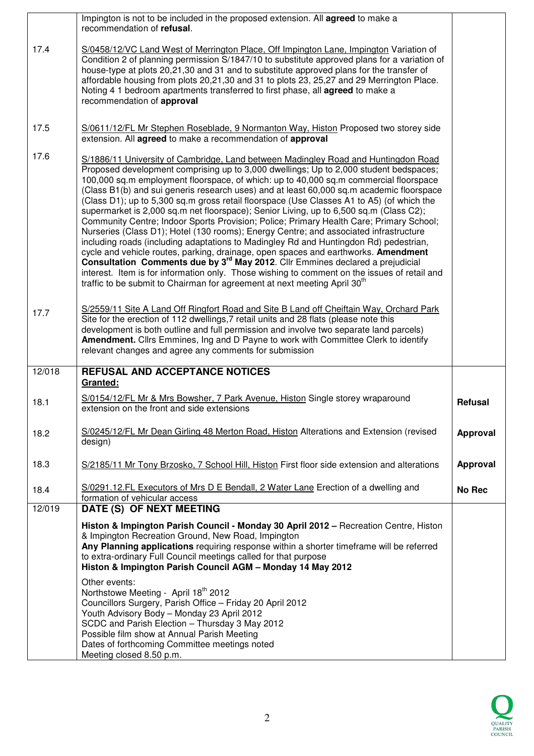| | | |
|---|---|---|
| | Impington is not to be included in the proposed extension. All **agreed** to make a recommendation of **refusal**. | |
| 17.4 | S/0458/12/VC Land West of Merrington Place, Off Impington Lane, Impington Variation of Condition 2 of planning permission S/1847/10 to substitute approved plans for a variation of house-type at plots 20,21,30 and 31 and to substitute approved plans for the transfer of affordable housing from plots 20,21,30 and 31 to plots 23, 25,27 and 29 Merrington Place. Noting 4 1 bedroom apartments transferred to first phase, all **agreed** to make a recommendation of **approval** | |
| 17.5 | S/0611/12/FL Mr Stephen Roseblade, 9 Normanton Way, Histon Proposed two storey side extension. All **agreed** to make a recommendation of **approval** | |
| 17.6 | S/1886/11 University of Cambridge, Land between Madingley Road and Huntingdon Road Proposed development comprising up to 3,000 dwellings; Up to 2,000 student bedspaces; 100,000 sq.m employment floorspace, of which: up to 40,000 sq.m commercial floorspace (Class B1(b) and sui generis research uses) and at least 60,000 sq.m academic floorspace (Class D1); up to 5,300 sq.m gross retail floorspace (Use Classes A1 to A5) (of which the supermarket is 2,000 sq.m net floorspace); Senior Living, up to 6,500 sq.m (Class C2); Community Centre; Indoor Sports Provision; Police; Primary Health Care; Primary School; Nurseries (Class D1); Hotel (130 rooms); Energy Centre; and associated infrastructure including roads (including adaptations to Madingley Rd and Huntingdon Rd) pedestrian, cycle and vehicle routes, parking, drainage, open spaces and earthworks. **Amendment Consultation Comments due by 3rd May 2012**. Cllr Emmines declared a prejudicial interest. Item is for information only. Those wishing to comment on the issues of retail and traffic to be submit to Chairman for agreement at next meeting April 30th | |
| 17.7 | S/2559/11 Site A Land Off Ringfort Road and Site B Land off Cheiftain Way, Orchard Park Site for the erection of 112 dwellings,7 retail units and 28 flats (please note this development is both outline and full permission and involve two separate land parcels) **Amendment.** Cllrs Emmines, Ing and D Payne to work with Committee Clerk to identify relevant changes and agree any comments for submission | |
| 12/018 | **REFUSAL AND ACCEPTANCE NOTICES**<br>**Granted:** | |
| 18.1 | S/0154/12/FL Mr & Mrs Bowsher, 7 Park Avenue, Histon Single storey wraparound extension on the front and side extensions | **Refusal** |
| 18.2 | S/0245/12/FL Mr Dean Girling 48 Merton Road, Histon Alterations and Extension (revised design) | **Approval** |
| 18.3 | S/2185/11 Mr Tony Brzosko, 7 School Hill, Histon First floor side extension and alterations | **Approval** |
| 18.4 | S/0291.12.FL Executors of Mrs D E Bendall, 2 Water Lane Erection of a dwelling and formation of vehicular access | **No Rec** |
| 12/019 | **DATE (S) OF NEXT MEETING** | |
| | **Histon & Impington Parish Council - Monday 30 April 2012 –** Recreation Centre, Histon & Impington Recreation Ground, New Road, Impington<br>**Any Planning applications** requiring response within a shorter timeframe will be referred to extra-ordinary Full Council meetings called for that purpose<br>**Histon & Impington Parish Council AGM – Monday 14 May 2012**<br><br>Other events:<br>Northstowe Meeting - April 18th 2012<br>Councillors Surgery, Parish Office – Friday 20 April 2012<br>Youth Advisory Body – Monday 23 April 2012<br>SCDC and Parish Election – Thursday 3 May 2012<br>Possible film show at Annual Parish Meeting<br>Dates of forthcoming Committee meetings noted<br>Meeting closed 8.50 p.m. | |